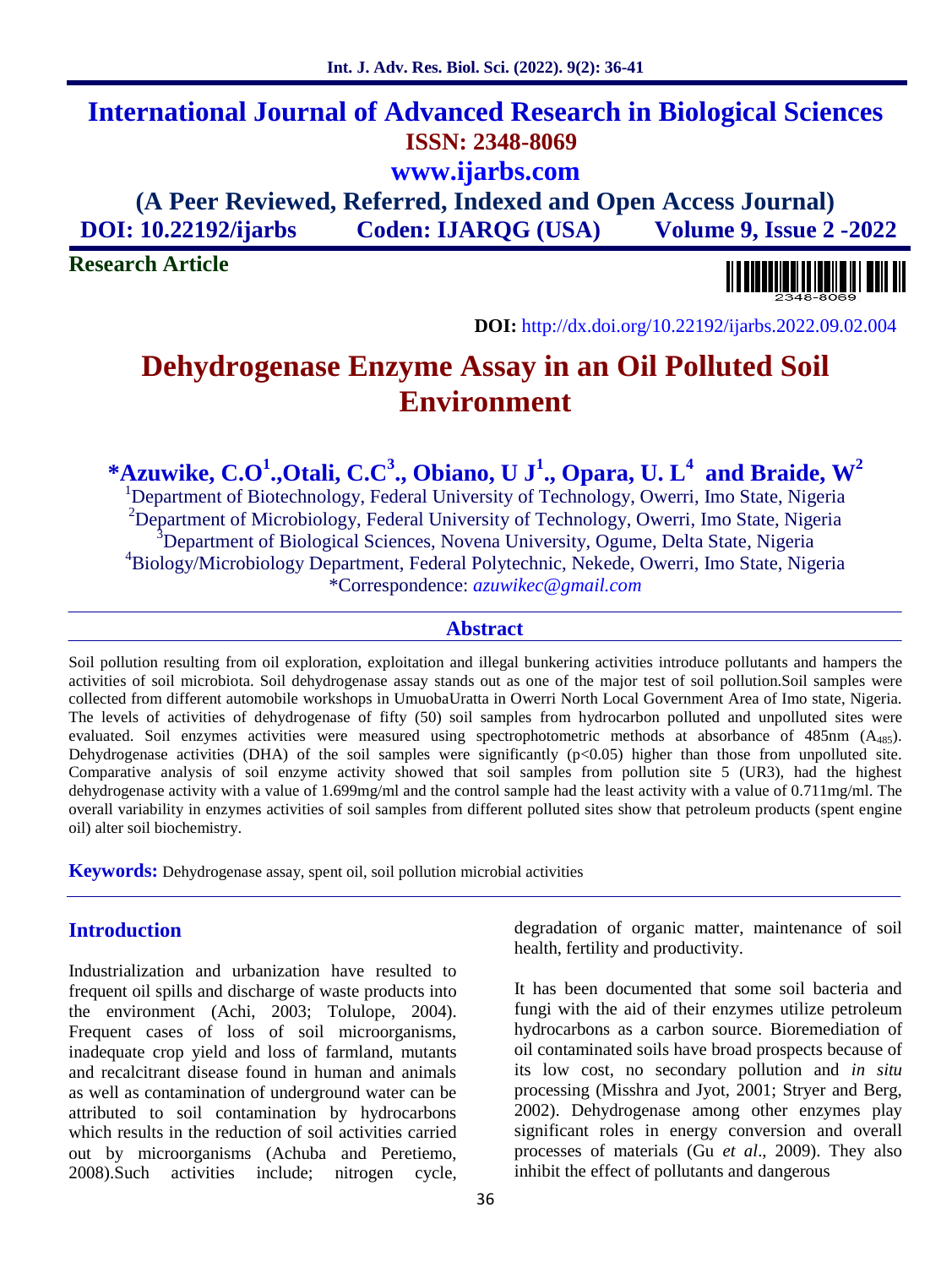# International Journal of Advanced Research in Biological Sciences

**ISSN: 2348-8069**

**www.ijarbs.com**

**(A Peer Reviewed, Referred, Indexed and Open Access Journal)**

**DOI: 10.22192/ijarbs Coden: IJARQG (USA) Volume 9, Issue 2 -2022**

**Research Article**

**DOI:** http://dx.doi.org/10.22192/ijarbs.2022.09.02.004

# Dehydrogenase Enzyme Assay in an Oil Polluted Soil Environment

**\*Azuwike, C.O[1]., Otali, C.C[3]., Obiano, U J[1]., Opara, U. L[4] and Braide, W[2]**

[1]Department of Biotechnology, Federal University of Technology, Owerri, Imo State, Nigeria
[2]Department of Microbiology, Federal University of Technology, Owerri, Imo State, Nigeria
[3]Department of Biological Sciences, Novena University, Ogume, Delta State, Nigeria
[4]Biology/Microbiology Department, Federal Polytechnic, Nekede, Owerri, Imo State, Nigeria
\*Correspondence: *azuwikec@gmail.com*

## Abstract

Soil pollution resulting from oil exploration, exploitation and illegal bunkering activities introduce pollutants and hampers the activities of soil microbiota. Soil dehydrogenase assay stands out as one of the major test of soil pollution.Soil samples were collected from different automobile workshops in UmuobaUratta in Owerri North Local Government Area of Imo state, Nigeria. The levels of activities of dehydrogenase of fifty (50) soil samples from hydrocarbon polluted and unpolluted sites were evaluated. Soil enzymes activities were measured using spectrophotometric methods at absorbance of 485nm ($A_{485}$). Dehydrogenase activities (DHA) of the soil samples were significantly ($p<0.05$) higher than those from unpolluted site. Comparative analysis of soil enzyme activity showed that soil samples from pollution site 5 (UR3), had the highest dehydrogenase activity with a value of 1.699mg/ml and the control sample had the least activity with a value of 0.711mg/ml. The overall variability in enzymes activities of soil samples from different polluted sites show that petroleum products (spent engine oil) alter soil biochemistry.

**Keywords:** Dehydrogenase assay, spent oil, soil pollution microbial activities

## Introduction

Industrialization and urbanization have resulted to frequent oil spills and discharge of waste products into the environment (Achi, 2003; Tolulope, 2004). Frequent cases of loss of soil microorganisms, inadequate crop yield and loss of farmland, mutants and recalcitrant disease found in human and animals as well as contamination of underground water can be attributed to soil contamination by hydrocarbons which results in the reduction of soil activities carried out by microorganisms (Achuba and Peretiemo, 2008).Such activities include; nitrogen cycle, degradation of organic matter, maintenance of soil health, fertility and productivity.

It has been documented that some soil bacteria and fungi with the aid of their enzymes utilize petroleum hydrocarbons as a carbon source. Bioremediation of oil contaminated soils have broad prospects because of its low cost, no secondary pollution and *in situ* processing (Misshra and Jyot, 2001; Stryer and Berg, 2002). Dehydrogenase among other enzymes play significant roles in energy conversion and overall processes of materials (Gu *et al*., 2009). They also inhibit the effect of pollutants and dangerous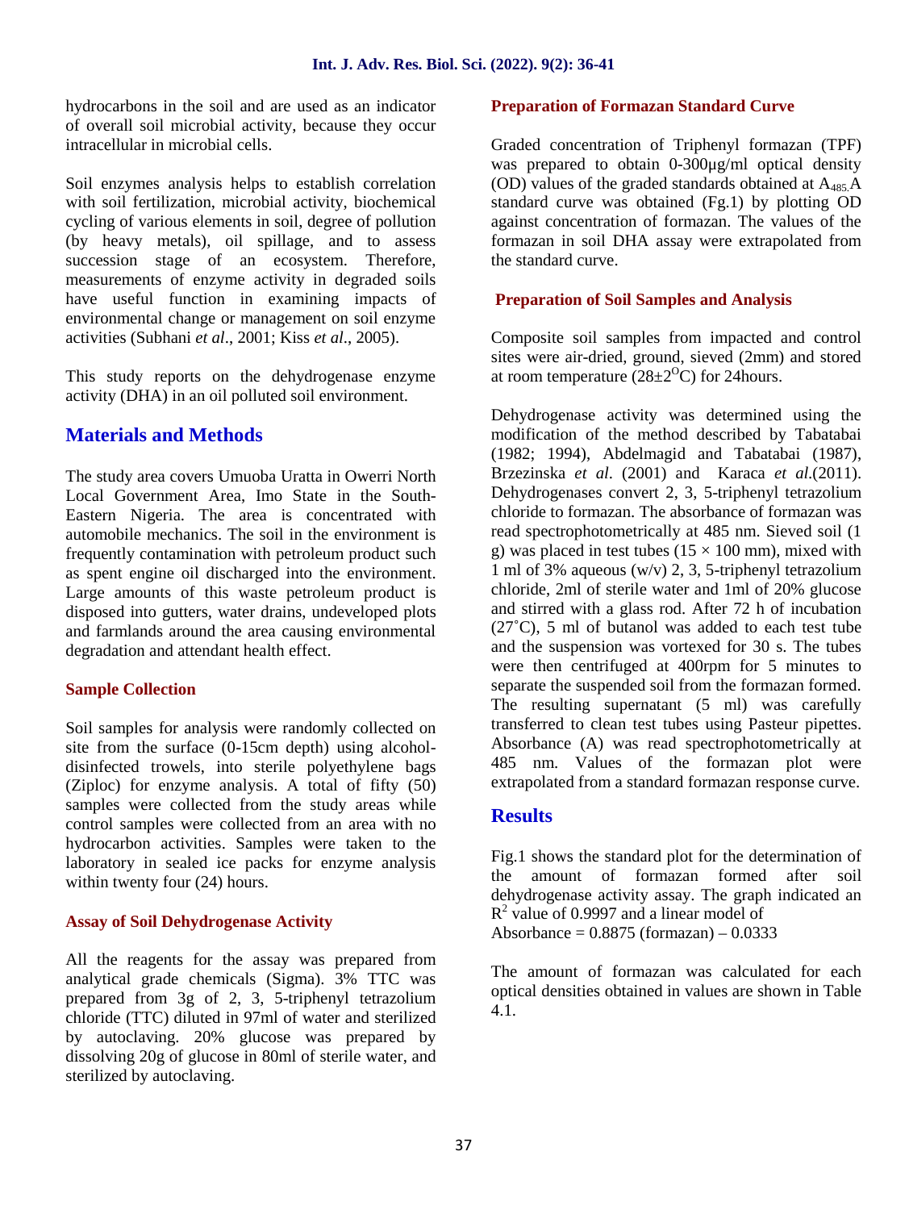hydrocarbons in the soil and are used as an indicator of overall soil microbial activity, because they occur intracellular in microbial cells.

Soil enzymes analysis helps to establish correlation with soil fertilization, microbial activity, biochemical cycling of various elements in soil, degree of pollution (by heavy metals), oil spillage, and to assess succession stage of an ecosystem. Therefore, measurements of enzyme activity in degraded soils have useful function in examining impacts of environmental change or management on soil enzyme activities (Subhani *et al*., 2001; Kiss *et al*., 2005).

This study reports on the dehydrogenase enzyme activity (DHA) in an oil polluted soil environment.

## Materials and Methods

The study area covers Umuoba Uratta in Owerri North Local Government Area, Imo State in the South-Eastern Nigeria. The area is concentrated with automobile mechanics. The soil in the environment is frequently contamination with petroleum product such as spent engine oil discharged into the environment. Large amounts of this waste petroleum product is disposed into gutters, water drains, undeveloped plots and farmlands around the area causing environmental degradation and attendant health effect.

### Sample Collection

Soil samples for analysis were randomly collected on site from the surface (0-15cm depth) using alcohol-disinfected trowels, into sterile polyethylene bags (Ziploc) for enzyme analysis. A total of fifty (50) samples were collected from the study areas while control samples were collected from an area with no hydrocarbon activities. Samples were taken to the laboratory in sealed ice packs for enzyme analysis within twenty four (24) hours.

### Assay of Soil Dehydrogenase Activity

All the reagents for the assay was prepared from analytical grade chemicals (Sigma). 3% TTC was prepared from 3g of 2, 3, 5-triphenyl tetrazolium chloride (TTC) diluted in 97ml of water and sterilized by autoclaving. 20% glucose was prepared by dissolving 20g of glucose in 80ml of sterile water, and sterilized by autoclaving.

### Preparation of Formazan Standard Curve

Graded concentration of Triphenyl formazan (TPF) was prepared to obtain 0-300µg/ml optical density (OD) values of the graded standards obtained at $A_{485}$.A standard curve was obtained (Fg.1) by plotting OD against concentration of formazan. The values of the formazan in soil DHA assay were extrapolated from the standard curve.

### Preparation of Soil Samples and Analysis

Composite soil samples from impacted and control sites were air-dried, ground, sieved (2mm) and stored at room temperature ($28\pm2^{O}$C) for 24hours.

Dehydrogenase activity was determined using the modification of the method described by Tabatabai (1982; 1994), Abdelmagid and Tabatabai (1987), Brzezinska *et al*. (2001) and Karaca *et al*.(2011). Dehydrogenases convert 2, 3, 5-triphenyl tetrazolium chloride to formazan. The absorbance of formazan was read spectrophotometrically at 485 nm. Sieved soil (1 g) was placed in test tubes (15 × 100 mm), mixed with 1 ml of 3% aqueous (w/v) 2, 3, 5-triphenyl tetrazolium chloride, 2ml of sterile water and 1ml of 20% glucose and stirred with a glass rod. After 72 h of incubation (27˚C), 5 ml of butanol was added to each test tube and the suspension was vortexed for 30 s. The tubes were then centrifuged at 400rpm for 5 minutes to separate the suspended soil from the formazan formed. The resulting supernatant (5 ml) was carefully transferred to clean test tubes using Pasteur pipettes. Absorbance (A) was read spectrophotometrically at 485 nm. Values of the formazan plot were extrapolated from a standard formazan response curve.

## Results

Fig.1 shows the standard plot for the determination of the amount of formazan formed after soil dehydrogenase activity assay. The graph indicated an $R^2$ value of 0.9997 and a linear model of
Absorbance = 0.8875 (formazan) – 0.0333

The amount of formazan was calculated for each optical densities obtained in values are shown in Table 4.1.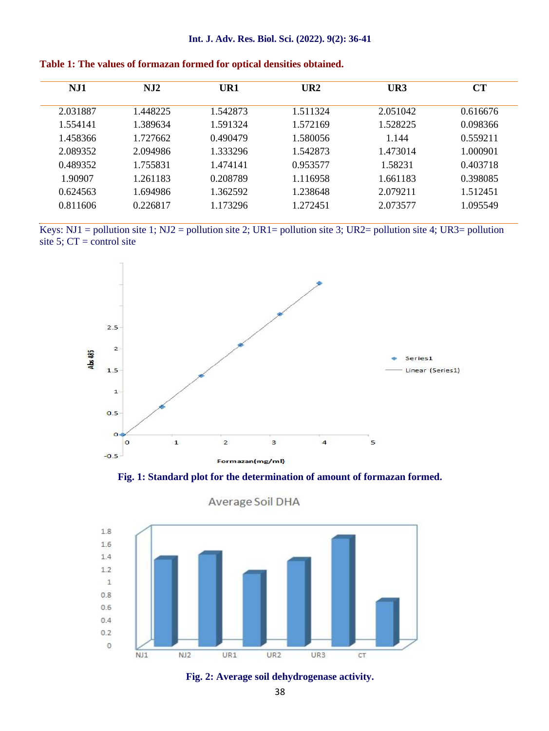**Table 1: The values of formazan formed for optical densities obtained.**

| NJ1 | NJ2 | UR1 | UR2 | UR3 | CT |
|---|---|---|---|---|---|
| 2.031887 | 1.448225 | 1.542873 | 1.511324 | 2.051042 | 0.616676 |
| 1.554141 | 1.389634 | 1.591324 | 1.572169 | 1.528225 | 0.098366 |
| 1.458366 | 1.727662 | 0.490479 | 1.580056 | 1.144 | 0.559211 |
| 2.089352 | 2.094986 | 1.333296 | 1.542873 | 1.473014 | 1.000901 |
| 0.489352 | 1.755831 | 1.474141 | 0.953577 | 1.58231 | 0.403718 |
| 1.90907 | 1.261183 | 0.208789 | 1.116958 | 1.661183 | 0.398085 |
| 0.624563 | 1.694986 | 1.362592 | 1.238648 | 2.079211 | 1.512451 |
| 0.811606 | 0.226817 | 1.173296 | 1.272451 | 2.073577 | 1.095549 |

Keys: NJ1 = pollution site 1; NJ2 = pollution site 2; UR1= pollution site 3; UR2= pollution site 4; UR3= pollution site 5; CT = control site

**Fig. 1: Standard plot for the determination of amount of formazan formed.**

**Fig. 2: Average soil dehydrogenase activity.**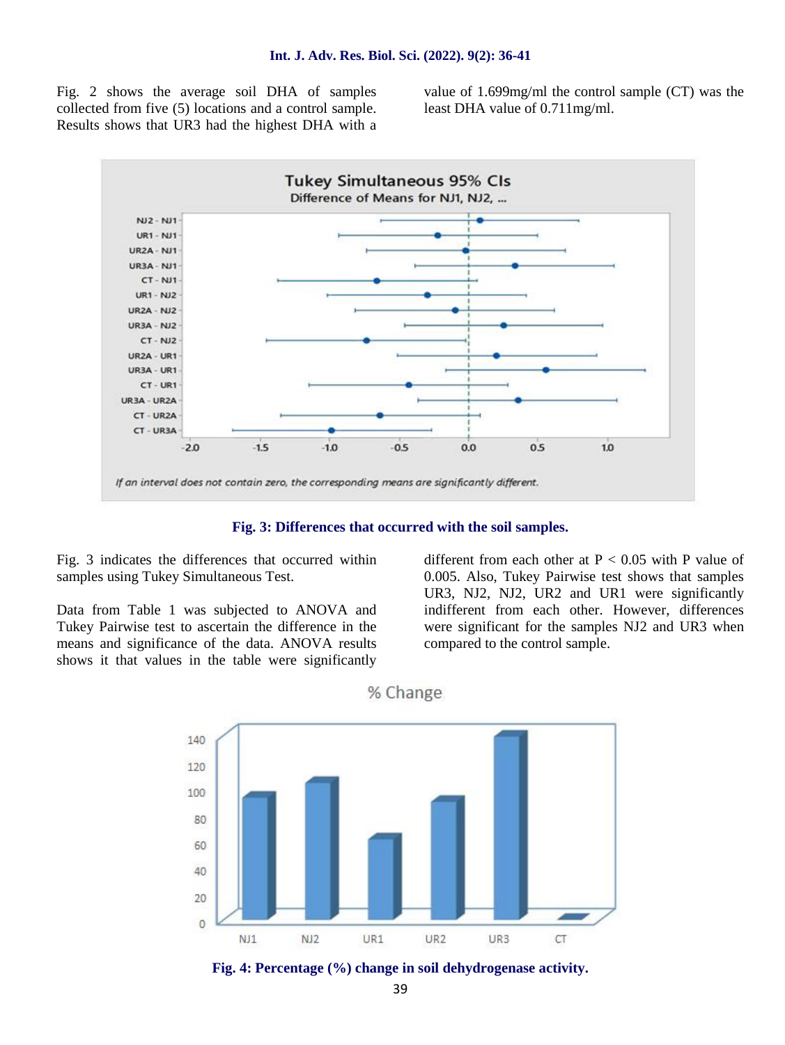Fig. 2 shows the average soil DHA of samples collected from five (5) locations and a control sample. Results shows that UR3 had the highest DHA with a value of 1.699mg/ml the control sample (CT) was the least DHA value of 0.711mg/ml.

**Fig. 3: Differences that occurred with the soil samples.**

Fig. 3 indicates the differences that occurred within samples using Tukey Simultaneous Test.

Data from Table 1 was subjected to ANOVA and Tukey Pairwise test to ascertain the difference in the means and significance of the data. ANOVA results shows it that values in the table were significantly different from each other at $P < 0.05$ with P value of 0.005. Also, Tukey Pairwise test shows that samples UR3, NJ2, NJ2, UR2 and UR1 were significantly indifferent from each other. However, differences were significant for the samples NJ2 and UR3 when compared to the control sample.

**Fig. 4: Percentage (%) change in soil dehydrogenase activity.**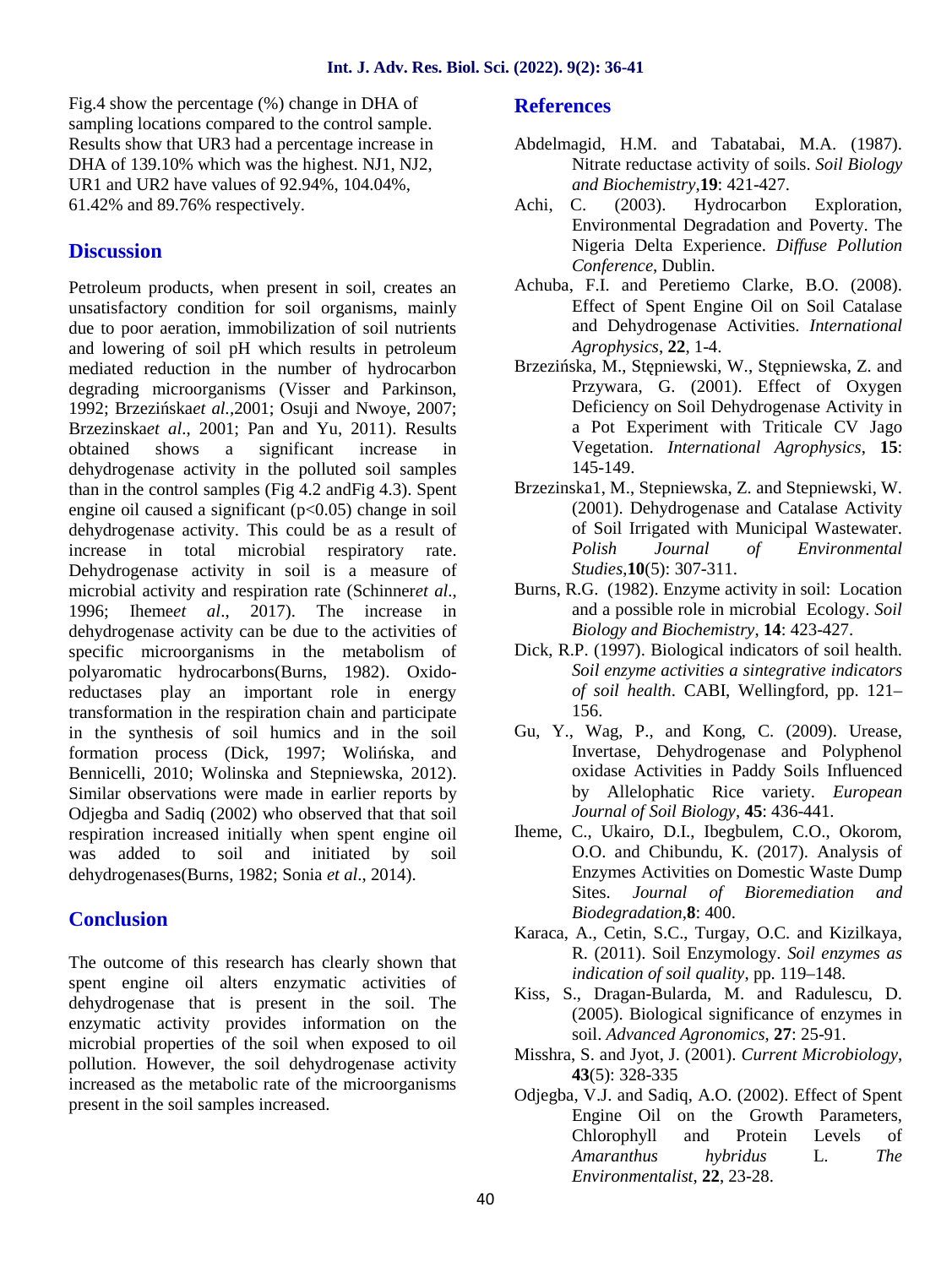Fig.4 show the percentage (%) change in DHA of sampling locations compared to the control sample. Results show that UR3 had a percentage increase in DHA of 139.10% which was the highest. NJ1, NJ2, UR1 and UR2 have values of 92.94%, 104.04%, 61.42% and 89.76% respectively.

## Discussion

Petroleum products, when present in soil, creates an unsatisfactory condition for soil organisms, mainly due to poor aeration, immobilization of soil nutrients and lowering of soil pH which results in petroleum mediated reduction in the number of hydrocarbon degrading microorganisms (Visser and Parkinson, 1992; Brzezińska*et al.*,2001; Osuji and Nwoye, 2007; Brzezinska*et al*., 2001; Pan and Yu, 2011). Results obtained shows a significant increase in dehydrogenase activity in the polluted soil samples than in the control samples (Fig 4.2 andFig 4.3). Spent engine oil caused a significant ($p<0.05$) change in soil dehydrogenase activity. This could be as a result of increase in total microbial respiratory rate. Dehydrogenase activity in soil is a measure of microbial activity and respiration rate (Schinner*et al*., 1996; Iheme*et al*., 2017). The increase in dehydrogenase activity can be due to the activities of specific microorganisms in the metabolism of polyaromatic hydrocarbons(Burns, 1982). Oxido-reductases play an important role in energy transformation in the respiration chain and participate in the synthesis of soil humics and in the soil formation process (Dick, 1997; Wolińska, and Bennicelli, 2010; Wolinska and Stepniewska, 2012). Similar observations were made in earlier reports by Odjegba and Sadiq (2002) who observed that that soil respiration increased initially when spent engine oil was added to soil and initiated by soil dehydrogenases(Burns, 1982; Sonia *et al*., 2014).

## Conclusion

The outcome of this research has clearly shown that spent engine oil alters enzymatic activities of dehydrogenase that is present in the soil. The enzymatic activity provides information on the microbial properties of the soil when exposed to oil pollution. However, the soil dehydrogenase activity increased as the metabolic rate of the microorganisms present in the soil samples increased.

## References

Abdelmagid, H.M. and Tabatabai, M.A. (1987). Nitrate reductase activity of soils. *Soil Biology and Biochemistry*,**19**: 421-427.

Achi, C. (2003). Hydrocarbon Exploration, Environmental Degradation and Poverty. The Nigeria Delta Experience. *Diffuse Pollution Conference*, Dublin.

Achuba, F.I. and Peretiemo Clarke, B.O. (2008). Effect of Spent Engine Oil on Soil Catalase and Dehydrogenase Activities. *International Agrophysics*, **22**, 1-4.

Brzezińska, M., Stępniewski, W., Stępniewska, Z. and Przywara, G. (2001). Effect of Oxygen Deficiency on Soil Dehydrogenase Activity in a Pot Experiment with Triticale CV Jago Vegetation. *International Agrophysics*, **15**: 145-149.

Brzezinska1, M., Stepniewska, Z. and Stepniewski, W. (2001). Dehydrogenase and Catalase Activity of Soil Irrigated with Municipal Wastewater. *Polish Journal of Environmental Studies*,**10**(5): 307-311.

Burns, R.G. (1982). Enzyme activity in soil: Location and a possible role in microbial Ecology. *Soil Biology and Biochemistry*, **14**: 423-427.

Dick, R.P. (1997). Biological indicators of soil health. *Soil enzyme activities a sintegrative indicators of soil health*. CABI, Wellingford, pp. 121–156.

Gu, Y., Wag, P., and Kong, C. (2009). Urease, Invertase, Dehydrogenase and Polyphenol oxidase Activities in Paddy Soils Influenced by Allelophatic Rice variety. *European Journal of Soil Biology*, **45**: 436-441.

Iheme, C., Ukairo, D.I., Ibegbulem, C.O., Okorom, O.O. and Chibundu, K. (2017). Analysis of Enzymes Activities on Domestic Waste Dump Sites. *Journal of Bioremediation and Biodegradation*,**8**: 400.

Karaca, A., Cetin, S.C., Turgay, O.C. and Kizilkaya, R. (2011). Soil Enzymology. *Soil enzymes as indication of soil quality*, pp. 119–148.

Kiss, S., Dragan-Bularda, M. and Radulescu, D. (2005). Biological significance of enzymes in soil. *Advanced Agronomics*, **27**: 25-91.

Misshra, S. and Jyot, J. (2001). *Current Microbiology*, **43**(5): 328-335

Odjegba, V.J. and Sadiq, A.O. (2002). Effect of Spent Engine Oil on the Growth Parameters, Chlorophyll and Protein Levels of *Amaranthus hybridus* L. *The Environmentalist*, **22**, 23-28.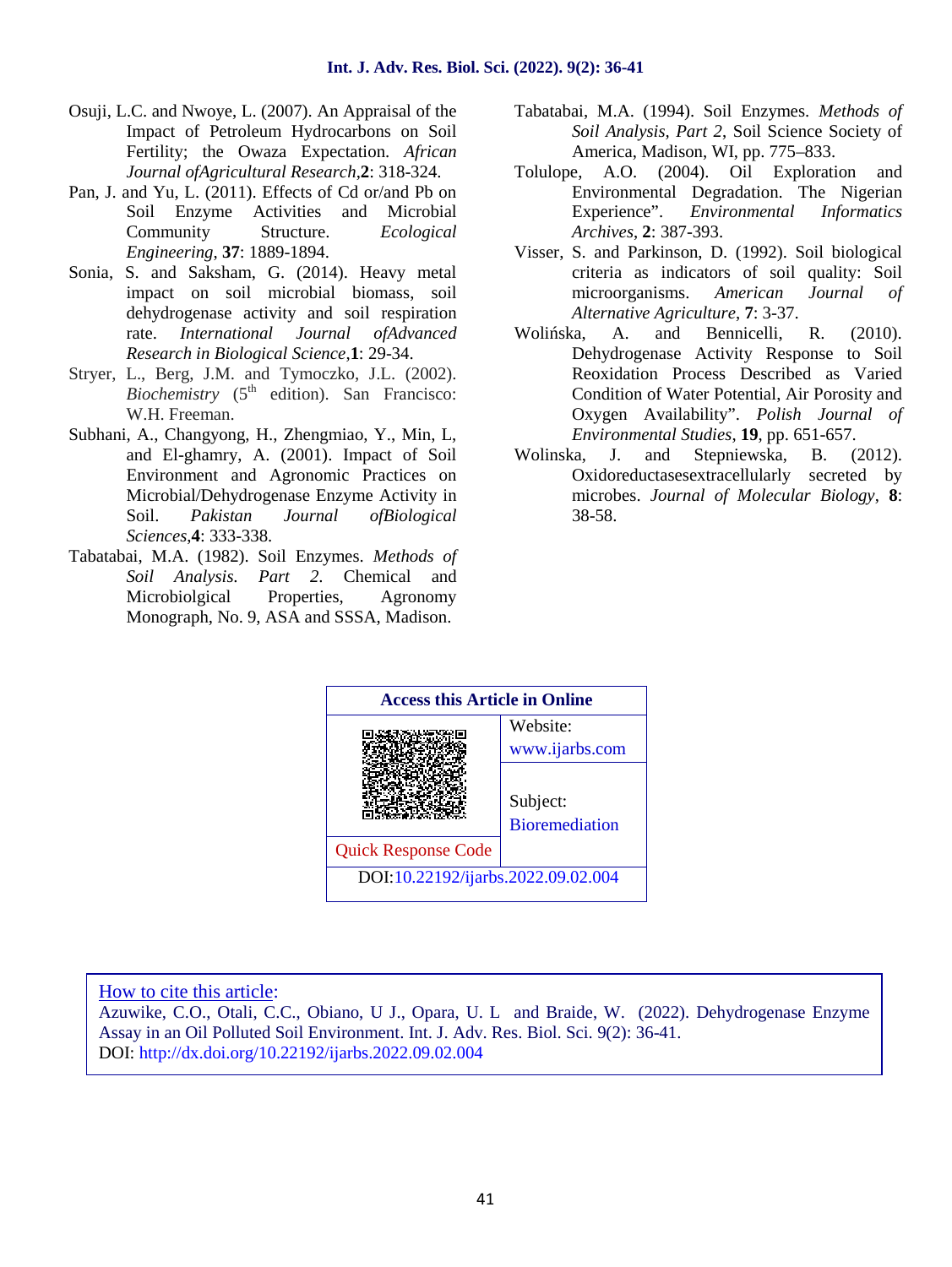Osuji, L.C. and Nwoye, L. (2007). An Appraisal of the Impact of Petroleum Hydrocarbons on Soil Fertility; the Owaza Expectation. *African Journal ofAgricultural Research*,**2**: 318-324.

Pan, J. and Yu, L. (2011). Effects of Cd or/and Pb on Soil Enzyme Activities and Microbial Community Structure. *Ecological Engineering*, **37**: 1889-1894.

Sonia, S. and Saksham, G. (2014). Heavy metal impact on soil microbial biomass, soil dehydrogenase activity and soil respiration rate. *International Journal ofAdvanced Research in Biological Science*,**1**: 29-34.

Stryer, L., Berg, J.M. and Tymoczko, J.L. (2002). *Biochemistry* (5th edition). San Francisco: W.H. Freeman.

Subhani, A., Changyong, H., Zhengmiao, Y., Min, L, and El-ghamry, A. (2001). Impact of Soil Environment and Agronomic Practices on Microbial/Dehydrogenase Enzyme Activity in Soil. *Pakistan Journal ofBiological Sciences*,**4**: 333-338.

Tabatabai, M.A. (1982). Soil Enzymes. *Methods of Soil Analysis. Part 2*. Chemical and Microbiolgical Properties, Agronomy Monograph, No. 9, ASA and SSSA, Madison.

Tabatabai, M.A. (1994). Soil Enzymes. *Methods of Soil Analysis, Part 2*, Soil Science Society of America, Madison, WI, pp. 775–833.

Tolulope, A.O. (2004). Oil Exploration and Environmental Degradation. The Nigerian Experience". *Environmental Informatics Archives*, **2**: 387-393.

Visser, S. and Parkinson, D. (1992). Soil biological criteria as indicators of soil quality: Soil microorganisms. *American Journal of Alternative Agriculture*, **7**: 3-37.

Wolińska, A. and Bennicelli, R. (2010). Dehydrogenase Activity Response to Soil Reoxidation Process Described as Varied Condition of Water Potential, Air Porosity and Oxygen Availability". *Polish Journal of Environmental Studies*, **19**, pp. 651-657.

Wolinska, J. and Stepniewska, B. (2012). Oxidoreductasesextracellularly secreted by microbes. *Journal of Molecular Biology*, **8**: 38-58.

| Access this Article in Online | |
|---|---|
| | Website: www.ijarbs.com |
| Quick Response Code | Subject: Bioremediation |
| DOI:10.22192/ijarbs.2022.09.02.004 | |

How to cite this article:
Azuwike, C.O., Otali, C.C., Obiano, U J., Opara, U. L and Braide, W. (2022). Dehydrogenase Enzyme Assay in an Oil Polluted Soil Environment. Int. J. Adv. Res. Biol. Sci. 9(2): 36-41.
DOI: http://dx.doi.org/10.22192/ijarbs.2022.09.02.004